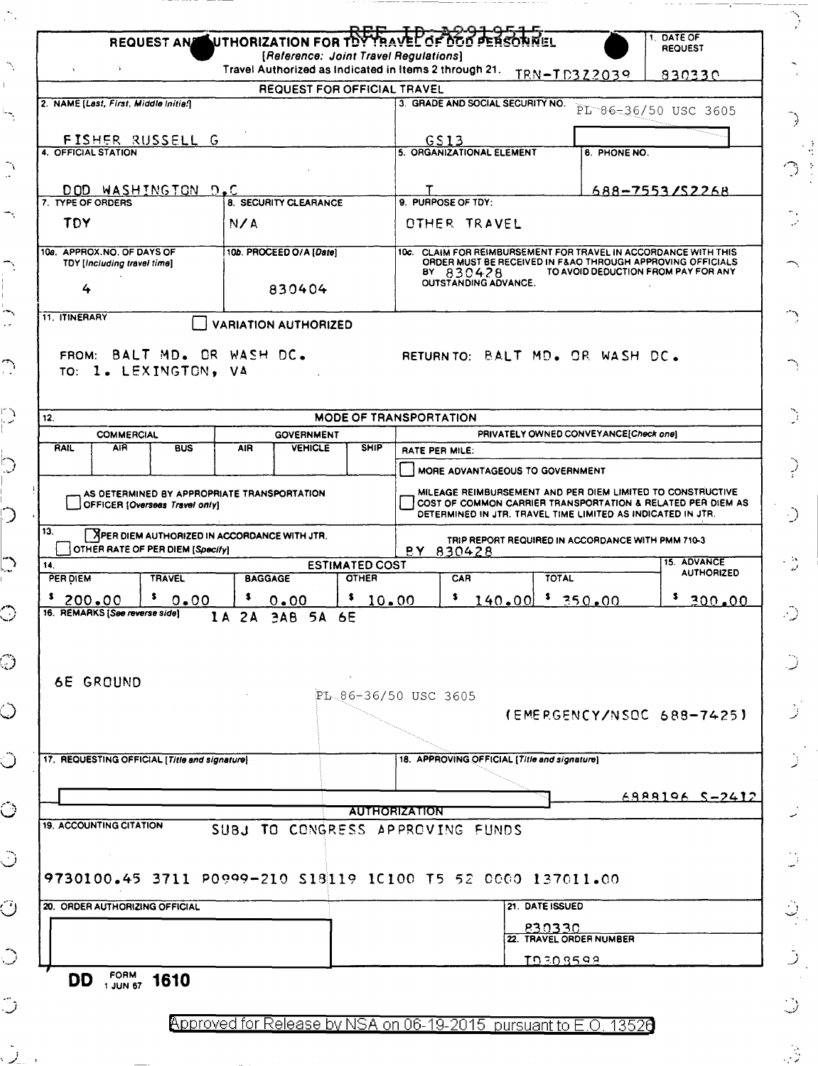REF ID:A2919515

# REQUEST AND AUTHORIZATION FOR TDY TRAVEL OF DOD PERSONNEL

[Reference: Joint Travel Regulations]

Travel Authorized as Indicated in Items 2 through 21. TRN-TD3Z2039

1. DATE OF REQUEST: 830330

## REQUEST FOR OFFICIAL TRAVEL

| 2. NAME [Last, First, Middle Initial] | | 3. GRADE AND SOCIAL SECURITY NO. | |
|---|---|---|---|
| FISHER RUSSELL G | | GS13 PL 86-36/50 USC 3605 | |
| 4. OFFICIAL STATION | | 5. ORGANIZATIONAL ELEMENT | 6. PHONE NO. |
| DOD WASHINGTON D.C | | T | 688-7553/S2268 |
| 7. TYPE OF ORDERS | 8. SECURITY CLEARANCE | 9. PURPOSE OF TDY: | |
| TDY | N/A | OTHER TRAVEL | |
| 10a. APPROX. NO. OF DAYS OF TDY [Including travel time] | 10b. PROCEED O/A [Date] | 10c. CLAIM FOR REIMBURSEMENT FOR TRAVEL IN ACCORDANCE WITH THIS ORDER MUST BE RECEIVED IN F&AO THROUGH APPROVING OFFICIALS BY 830428 TO AVOID DEDUCTION FROM PAY FOR ANY OUTSTANDING ADVANCE. | |
| 4 | 830404 | | |

11. ITINERARY ☐ VARIATION AUTHORIZED

FROM: BALT MD. OR WASH DC. RETURN TO: BALT MD. OR WASH DC.

TO: 1. LEXINGTON, VA

12. MODE OF TRANSPORTATION

| COMMERCIAL | | | GOVERNMENT | | | PRIVATELY OWNED CONVEYANCE [Check one] |
|---|---|---|---|---|---|---|
| RAIL | AIR | BUS | AIR | VEHICLE | SHIP | RATE PER MILE: |
| | | | | | | ☐ MORE ADVANTAGEOUS TO GOVERNMENT |
| ☐ AS DETERMINED BY APPROPRIATE TRANSPORTATION OFFICER [Overseas Travel only] | | | | | | ☐ MILEAGE REIMBURSEMENT AND PER DIEM LIMITED TO CONSTRUCTIVE COST OF COMMON CARRIER TRANSPORTATION & RELATED PER DIEM AS DETERMINED IN JTR. TRAVEL TIME LIMITED AS INDICATED IN JTR. |

13. ☒ PER DIEM AUTHORIZED IN ACCORDANCE WITH JTR.
☐ OTHER RATE OF PER DIEM [Specify]

TRIP REPORT REQUIRED IN ACCORDANCE WITH PMM 710-3 BY 830428

14. ESTIMATED COST

| PER DIEM | TRAVEL | BAGGAGE | OTHER | CAR | TOTAL | 15. ADVANCE AUTHORIZED |
|---|---|---|---|---|---|---|
| $ 200.00 | $ 0.00 | $ 0.00 | $ 10.00 | $ 140.00 | $ 350.00 | $ 300.00 |

16. REMARKS [See reverse side] 1A 2A 3AB 5A 6E

6E GROUND

PL 86-36/50 USC 3605

(EMERGENCY/NSOC 688-7425)

17. REQUESTING OFFICIAL [Title and signature]

18. APPROVING OFFICIAL [Title and signature] 6888196 S-2412

## AUTHORIZATION

19. ACCOUNTING CITATION SUBJ TO CONGRESS APPROVING FUNDS

9730100.45 3711 P0999-210 S18119 1C100 T5 52 0000 137011.00

20. ORDER AUTHORIZING OFFICIAL

21. DATE ISSUED 830330

22. TRAVEL ORDER NUMBER TD308599

DD FORM 1 JUN 67 1610

Approved for Release by NSA on 06-19-2015 pursuant to E.O. 13526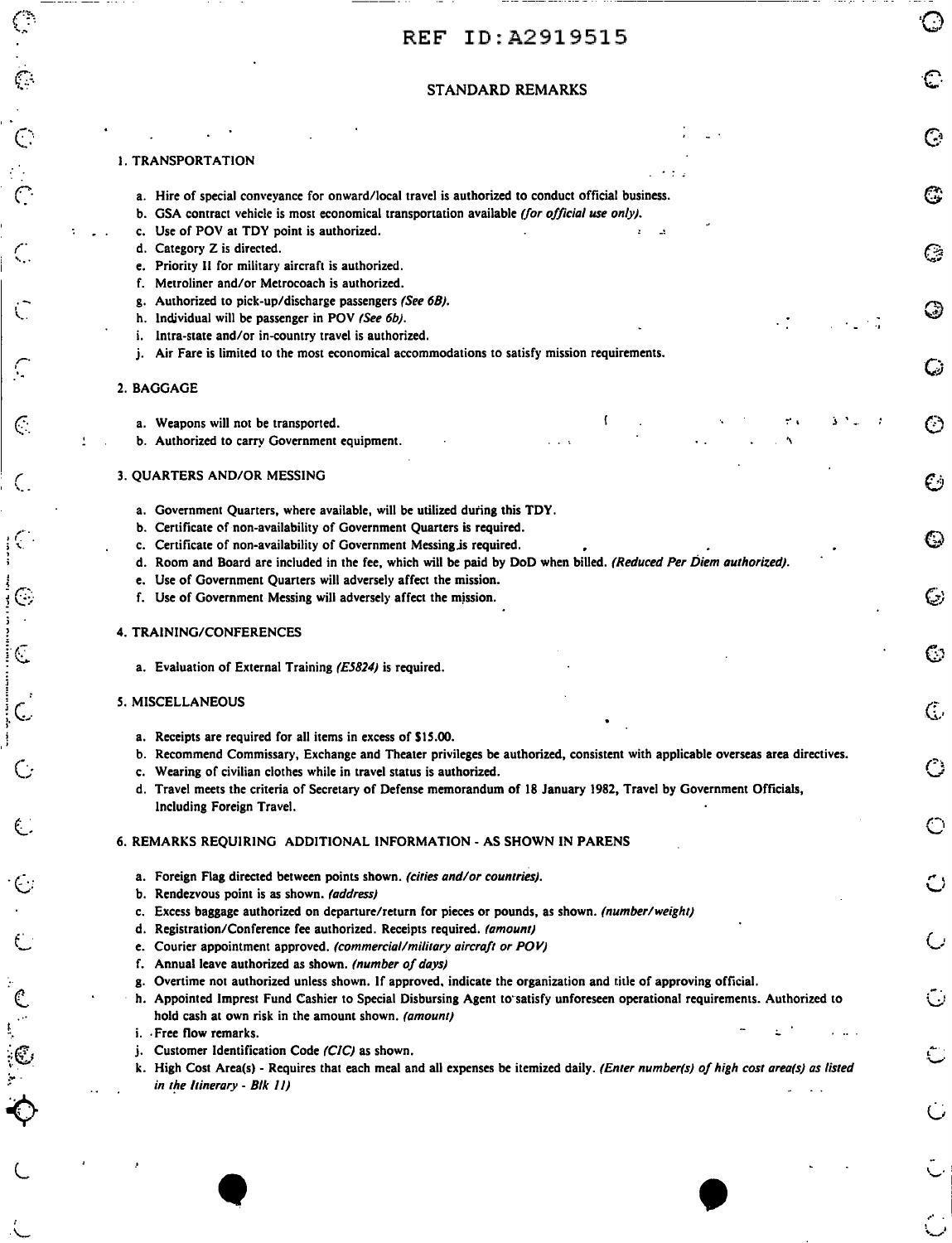REF ID:A2919515

# STANDARD REMARKS

## 1. TRANSPORTATION

a. Hire of special conveyance for onward/local travel is authorized to conduct official business.
b. GSA contract vehicle is most economical transportation available *(for official use only)*.
c. Use of POV at TDY point is authorized.
d. Category Z is directed.
e. Priority II for military aircraft is authorized.
f. Metroliner and/or Metrocoach is authorized.
g. Authorized to pick-up/discharge passengers *(See 6B)*.
h. Individual will be passenger in POV *(See 6b)*.
i. Intra-state and/or in-country travel is authorized.
j. Air Fare is limited to the most economical accommodations to satisfy mission requirements.

## 2. BAGGAGE

a. Weapons will not be transported.
b. Authorized to carry Government equipment.

## 3. QUARTERS AND/OR MESSING

a. Government Quarters, where available, will be utilized during this TDY.
b. Certificate of non-availability of Government Quarters is required.
c. Certificate of non-availability of Government Messing is required.
d. Room and Board are included in the fee, which will be paid by DoD when billed. *(Reduced Per Diem authorized)*.
e. Use of Government Quarters will adversely affect the mission.
f. Use of Government Messing will adversely affect the mission.

## 4. TRAINING/CONFERENCES

a. Evaluation of External Training *(E5824)* is required.

## 5. MISCELLANEOUS

a. Receipts are required for all items in excess of $15.00.
b. Recommend Commissary, Exchange and Theater privileges be authorized, consistent with applicable overseas area directives.
c. Wearing of civilian clothes while in travel status is authorized.
d. Travel meets the criteria of Secretary of Defense memorandum of 18 January 1982, Travel by Government Officials, Including Foreign Travel.

## 6. REMARKS REQUIRING ADDITIONAL INFORMATION - AS SHOWN IN PARENS

a. Foreign Flag directed between points shown. *(cities and/or countries)*.
b. Rendezvous point is as shown. *(address)*
c. Excess baggage authorized on departure/return for pieces or pounds, as shown. *(number/weight)*
d. Registration/Conference fee authorized. Receipts required. *(amount)*
e. Courier appointment approved. *(commercial/military aircraft or POV)*
f. Annual leave authorized as shown. *(number of days)*
g. Overtime not authorized unless shown. If approved, indicate the organization and title of approving official.
h. Appointed Imprest Fund Cashier to Special Disbursing Agent to satisfy unforeseen operational requirements. Authorized to hold cash at own risk in the amount shown. *(amount)*
i. Free flow remarks.
j. Customer Identification Code *(CIC)* as shown.
k. High Cost Area(s) - Requires that each meal and all expenses be itemized daily. *(Enter number(s) of high cost area(s) as listed in the Itinerary - Blk 11)*